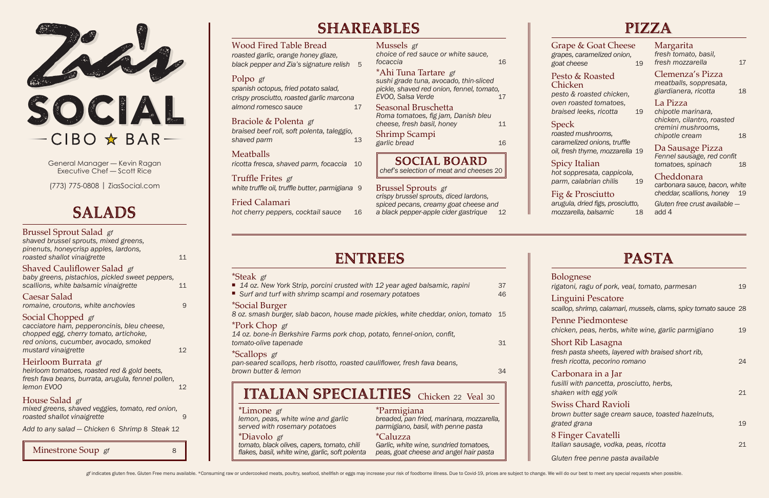# Zia's SOCIAL

CIBO ★ BAR

General Manager — Kevin Ragan
Executive Chef — Scott Rice

(773) 775-0808 | ZiasSocial.com

## SALADS

**Brussel Sprout Salad** *gf*
*shaved brussel sprouts, mixed greens, pinenuts, honeycrisp apples, lardons, roasted shallot vinaigrette* — 11

**Shaved Cauliflower Salad** *gf*
*baby greens, pistachios, pickled sweet peppers, scallions, white balsamic vinaigrette* — 11

**Caesar Salad**
*romaine, croutons, white anchovies* — 9

**Social Chopped** *gf*
*cacciatore ham, pepperoncinis, bleu cheese, chopped egg, cherry tomato, artichoke, red onions, cucumber, avocado, smoked mustard vinaigrette* — 12

**Heirloom Burrata** *gf*
*heirloom tomatoes, roasted red & gold beets, fresh fava beans, burrata, arugula, fennel pollen, lemon EVOO* — 12

**House Salad** *gf*
*mixed greens, shaved veggies, tomato, red onion, roasted shallot vinaigrette* — 9

*Add to any salad — Chicken 6 Shrimp 8 Steak 12*

**Minestrone Soup** *gf* — 8

## SHAREABLES

**Wood Fired Table Bread**
*roasted garlic, orange honey glaze, black pepper and Zia's signature relish* — 5

**Polpo** *gf*
*spanish octopus, fried potato salad, crispy prosciutto, roasted garlic marcona almond romesco sauce* — 17

**Braciole & Polenta** *gf*
*braised beef roll, soft polenta, taleggio, shaved parm* — 13

**Meatballs**
*ricotta fresca, shaved parm, focaccia* — 10

**Truffle Frites** *gf*
*white truffle oil, truffle butter, parmigiana* — 9

**Fried Calamari**
*hot cherry peppers, cocktail sauce* — 16

**Mussels** *gf*
*choice of red sauce or white sauce, focaccia* — 16

**\*Ahi Tuna Tartare** *gf*
*sushi grade tuna, avocado, thin-sliced pickle, shaved red onion, fennel, tomato, EVOO, Salsa Verde* — 17

**Seasonal Bruschetta**
*Roma tomatoes, fig jam, Danish bleu cheese, fresh basil, honey* — 11

**Shrimp Scampi**
*garlic bread* — 16

**SOCIAL BOARD**
*chef's selection of meat and cheeses* 20

**Brussel Sprouts** *gf*
*crispy brussel sprouts, diced lardons, spiced pecans, creamy goat cheese and a black pepper-apple cider gastrique* — 12

## PIZZA

**Grape & Goat Cheese**
*grapes, caramelized onion, goat cheese* — 19

**Pesto & Roasted Chicken**
*pesto & roasted chicken, oven roasted tomatoes, braised leeks, ricotta* — 19

**Speck**
*roasted mushrooms, caramelized onions, truffle oil, fresh thyme, mozzarella* — 19

**Spicy Italian**
*hot soppresata, cappicola, parm, calabrian chilis* — 19

**Fig & Prosciutto**
*arugula, dried figs, prosciutto, mozzarella, balsamic* — 18

**Margarita**
*fresh tomato, basil, fresh mozzarella* — 17

**Clemenza's Pizza**
*meatballs, soppresata, giardianera, ricotta* — 18

**La Pizza**
*chipotle marinara, chicken, cilantro, roasted cremini mushrooms, chipotle cream* — 18

**Da Sausage Pizza**
*Fennel sausage, red confit tomatoes, spinach* — 18

**Cheddonara**
*carbonara sauce, bacon, white cheddar, scallions, honey* — 19

*Gluten free crust available — add 4*

## ENTREES

**\*Steak** *gf*
- *14 oz. New York Strip, porcini crusted with 12 year aged balsamic, rapini* — 37
- *Surf and turf with shrimp scampi and rosemary potatoes* — 46

**\*Social Burger**
*8 oz. smash burger, slab bacon, house made pickles, white cheddar, onion, tomato* — 15

**\*Pork Chop** *gf*
*14 oz. bone-in Berkshire Farms pork chop, potato, fennel-onion, confit, tomato-olive tapenade* — 31

**\*Scallops** *gf*
*pan-seared scallops, herb risotto, roasted cauliflower, fresh fava beans, brown butter & lemon* — 34

## ITALIAN SPECIALTIES Chicken 22 Veal 30

**\*Limone** *gf*
*lemon, peas, white wine and garlic served with rosemary potatoes*

**\*Diavolo** *gf*
*tomato, black olives, capers, tomato, chili flakes, basil, white wine, garlic, soft polenta*

**\*Parmigiana**
*breaded, pan fried, marinara, mozzarella, parmigiano, basil, with penne pasta*

**\*Caluzza**
*Garlic, white wine, sundried tomatoes, peas, goat cheese and angel hair pasta*

## PASTA

**Bolognese**
*rigatoni, ragu of pork, veal, tomato, parmesan* — 19

**Linguini Pescatore**
*scallop, shrimp, calamari, mussels, clams, spicy tomato sauce* — 28

**Penne Piedmontese**
*chicken, peas, herbs, white wine, garlic parmigiano* — 19

**Short Rib Lasagna**
*fresh pasta sheets, layered with braised short rib, fresh ricotta, pecorino romano* — 24

**Carbonara in a Jar**
*fusilli with pancetta, prosciutto, herbs, shaken with egg yolk* — 21

**Swiss Chard Ravioli**
*brown butter sage cream sauce, toasted hazelnuts, grated grana* — 19

**8 Finger Cavatelli**
*Italian sausage, vodka, peas, ricotta* — 21

*Gluten free penne pasta available*

*gf* indicates gluten free. Gluten Free menu available. \*Consuming raw or undercooked meats, poultry, seafood, shellfish or eggs may increase your risk of foodborne illness. Due to Covid-19, prices are subject to change. We will do our best to meet any special requests when possible.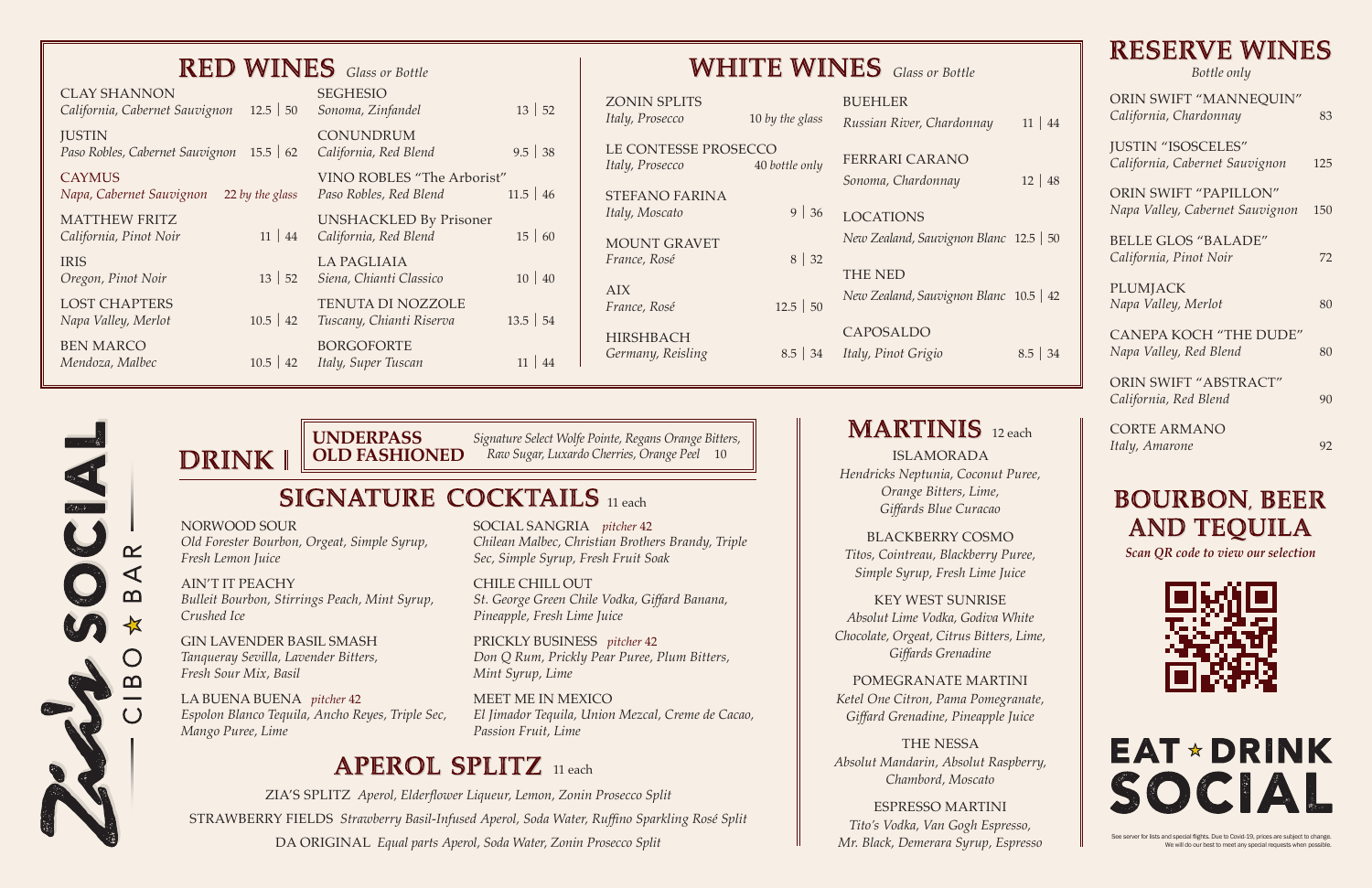## RED WINES *Glass or Bottle*

CLAY SHANNON
*California, Cabernet Sauvignon* 12.5 | 50

JUSTIN
*Paso Robles, Cabernet Sauvignon* 15.5 | 62

CAYMUS
*Napa, Cabernet Sauvignon* 22 *by the glass*

MATTHEW FRITZ
*California, Pinot Noir* 11 | 44

IRIS
*Oregon, Pinot Noir* 13 | 52

LOST CHAPTERS
*Napa Valley, Merlot* 10.5 | 42

BEN MARCO
*Mendoza, Malbec* 10.5 | 42

SEGHESIO
*Sonoma, Zinfandel* 13 | 52

CONUNDRUM
*California, Red Blend* 9.5 | 38

VINO ROBLES "The Arborist"
*Paso Robles, Red Blend* 11.5 | 46

UNSHACKLED By Prisoner
*California, Red Blend* 15 | 60

LA PAGLIAIA
*Siena, Chianti Classico* 10 | 40

TENUTA DI NOZZOLE
*Tuscany, Chianti Riserva* 13.5 | 54

BORGOFORTE
*Italy, Super Tuscan* 11 | 44

## WHITE WINES *Glass or Bottle*

ZONIN SPLITS
*Italy, Prosecco* 10 *by the glass*

LE CONTESSE PROSECCO
*Italy, Prosecco* 40 *bottle only*

STEFANO FARINA
*Italy, Moscato* 9 | 36

MOUNT GRAVET
*France, Rosé* 8 | 32

AIX
*France, Rosé* 12.5 | 50

HIRSHBACH
*Germany, Reisling* 8.5 | 34

BUEHLER
*Russian River, Chardonnay* 11 | 44

FERRARI CARANO
*Sonoma, Chardonnay* 12 | 48

LOCATIONS
*New Zealand, Sauvignon Blanc* 12.5 | 50

THE NED
*New Zealand, Sauvignon Blanc* 10.5 | 42

CAPOSALDO
*Italy, Pinot Grigio* 8.5 | 34

## RESERVE WINES
*Bottle only*

ORIN SWIFT "MANNEQUIN"
*California, Chardonnay* 83

JUSTIN "ISOSCELES"
*California, Cabernet Sauvignon* 125

ORIN SWIFT "PAPILLON"
*Napa Valley, Cabernet Sauvignon* 150

BELLE GLOS "BALADE"
*California, Pinot Noir* 72

PLUMJACK
*Napa Valley, Merlot* 80

CANEPA KOCH "THE DUDE"
*Napa Valley, Red Blend* 80

ORIN SWIFT "ABSTRACT"
*California, Red Blend* 90

CORTE ARMANO
*Italy, Amarone* 92

Zia's SOCIAL — CIBO ★ BAR

## DRINK

**UNDERPASS OLD FASHIONED** *Signature Select Wolfe Pointe, Regans Orange Bitters, Raw Sugar, Luxardo Cherries, Orange Peel* 10

## SIGNATURE COCKTAILS 11 each

NORWOOD SOUR
*Old Forester Bourbon, Orgeat, Simple Syrup, Fresh Lemon Juice*

AIN'T IT PEACHY
*Bulleit Bourbon, Stirrings Peach, Mint Syrup, Crushed Ice*

GIN LAVENDER BASIL SMASH
*Tanqueray Sevilla, Lavender Bitters, Fresh Sour Mix, Basil*

LA BUENA BUENA *pitcher* 42
*Espolon Blanco Tequila, Ancho Reyes, Triple Sec, Mango Puree, Lime*

SOCIAL SANGRIA *pitcher* 42
*Chilean Malbec, Christian Brothers Brandy, Triple Sec, Simple Syrup, Fresh Fruit Soak*

CHILE CHILL OUT
*St. George Green Chile Vodka, Giffard Banana, Pineapple, Fresh Lime Juice*

PRICKLY BUSINESS *pitcher* 42
*Don Q Rum, Prickly Pear Puree, Plum Bitters, Mint Syrup, Lime*

MEET ME IN MEXICO
*El Jimador Tequila, Union Mezcal, Creme de Cacao, Passion Fruit, Lime*

## APEROL SPLITZ 11 each

ZIA'S SPLITZ *Aperol, Elderflower Liqueur, Lemon, Zonin Prosecco Split*

STRAWBERRY FIELDS *Strawberry Basil-Infused Aperol, Soda Water, Ruffino Sparkling Rosé Split*

DA ORIGINAL *Equal parts Aperol, Soda Water, Zonin Prosecco Split*

## MARTINIS 12 each

ISLAMORADA
*Hendricks Neptunia, Coconut Puree, Orange Bitters, Lime, Giffards Blue Curacao*

BLACKBERRY COSMO
*Titos, Cointreau, Blackberry Puree, Simple Syrup, Fresh Lime Juice*

KEY WEST SUNRISE
*Absolut Lime Vodka, Godiva White Chocolate, Orgeat, Citrus Bitters, Lime, Giffards Grenadine*

POMEGRANATE MARTINI
*Ketel One Citron, Pama Pomegranate, Giffard Grenadine, Pineapple Juice*

THE NESSA
*Absolut Mandarin, Absolut Raspberry, Chambord, Moscato*

ESPRESSO MARTINI
*Tito's Vodka, Van Gogh Espresso, Mr. Black, Demerara Syrup, Espresso*

## BOURBON, BEER AND TEQUILA
*Scan QR code to view our selection*

EAT ★ DRINK SOCIAL

See server for lists and special flights. Due to Covid-19, prices are subject to change. We will do our best to meet any special requests when possible.